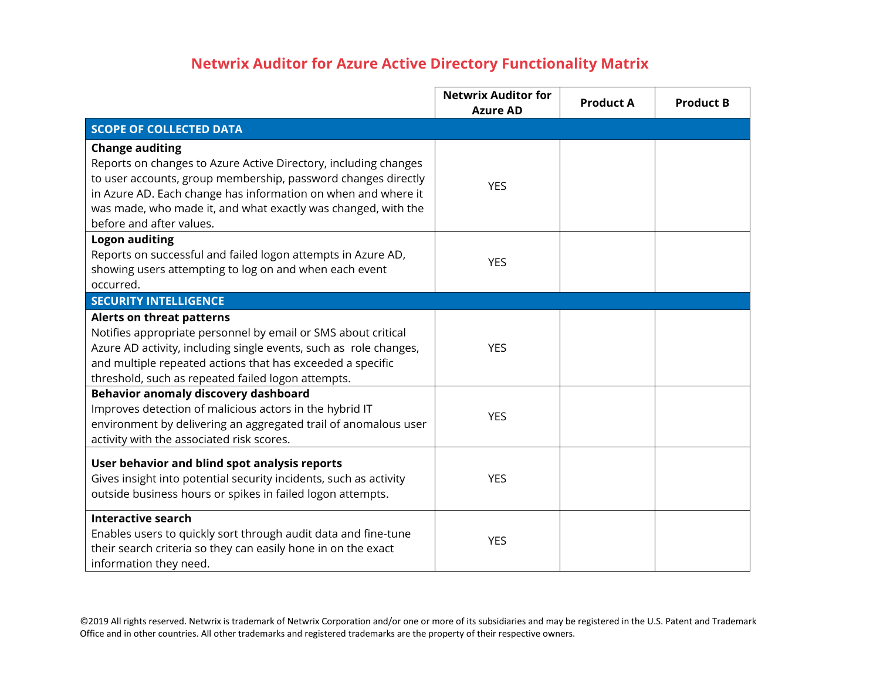# Netwrix Auditor for Azure Active Directory Functionality Matrix

| | Netwrix Auditor for Azure AD | Product A | Product B |
|---|---|---|---|
| **SCOPE OF COLLECTED DATA** | | | |
| **Change auditing** Reports on changes to Azure Active Directory, including changes to user accounts, group membership, password changes directly in Azure AD. Each change has information on when and where it was made, who made it, and what exactly was changed, with the before and after values. | YES | | |
| **Logon auditing** Reports on successful and failed logon attempts in Azure AD, showing users attempting to log on and when each event occurred. | YES | | |
| **SECURITY INTELLIGENCE** | | | |
| **Alerts on threat patterns** Notifies appropriate personnel by email or SMS about critical Azure AD activity, including single events, such as role changes, and multiple repeated actions that has exceeded a specific threshold, such as repeated failed logon attempts. | YES | | |
| **Behavior anomaly discovery dashboard** Improves detection of malicious actors in the hybrid IT environment by delivering an aggregated trail of anomalous user activity with the associated risk scores. | YES | | |
| **User behavior and blind spot analysis reports** Gives insight into potential security incidents, such as activity outside business hours or spikes in failed logon attempts. | YES | | |
| **Interactive search** Enables users to quickly sort through audit data and fine-tune their search criteria so they can easily hone in on the exact information they need. | YES | | |

©2019 All rights reserved. Netwrix is trademark of Netwrix Corporation and/or one or more of its subsidiaries and may be registered in the U.S. Patent and Trademark Office and in other countries. All other trademarks and registered trademarks are the property of their respective owners.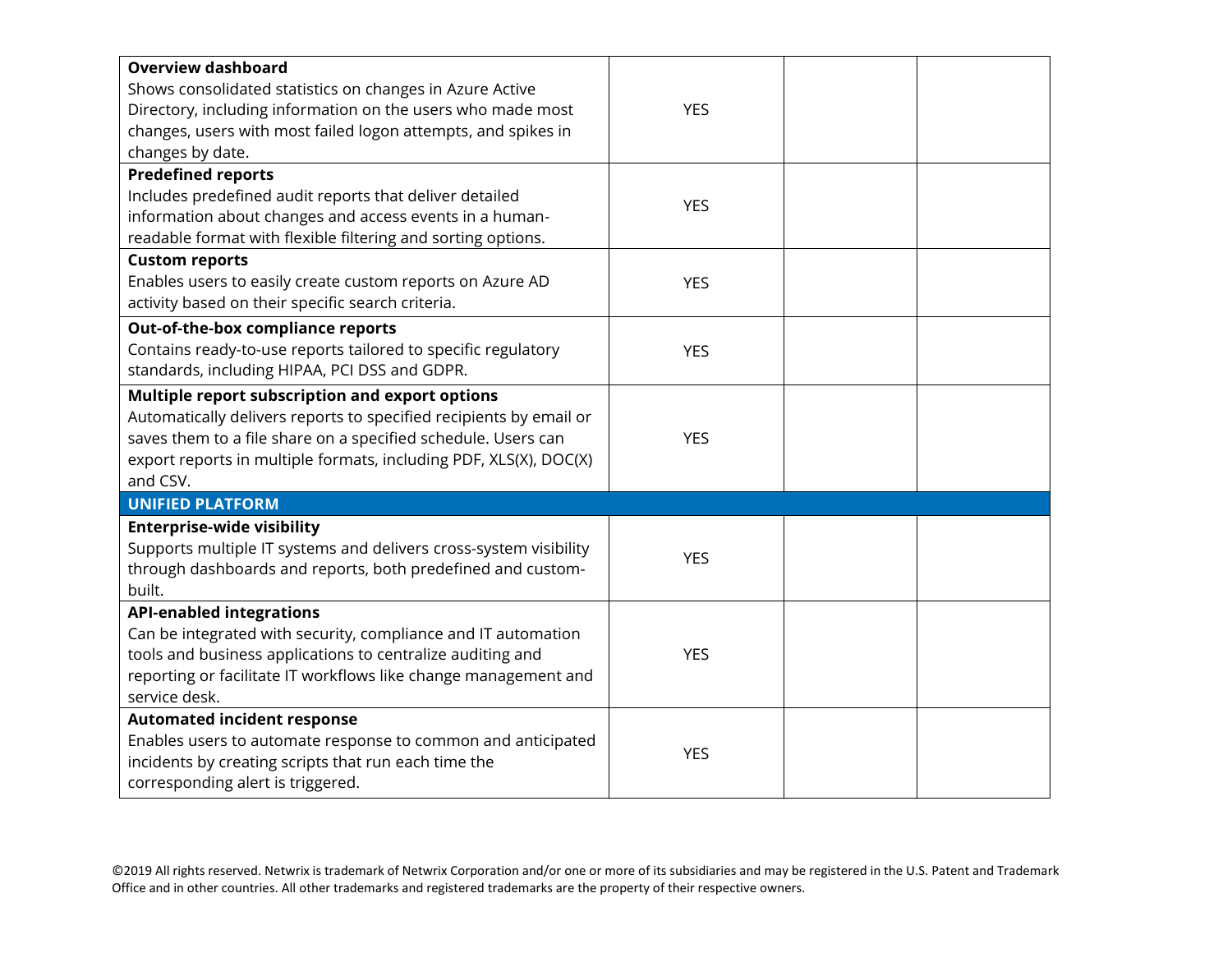| | | | |
|---|---|---|---|
| **Overview dashboard**<br>Shows consolidated statistics on changes in Azure Active Directory, including information on the users who made most changes, users with most failed logon attempts, and spikes in changes by date. | YES | | |
| **Predefined reports**<br>Includes predefined audit reports that deliver detailed information about changes and access events in a human-readable format with flexible filtering and sorting options. | YES | | |
| **Custom reports**<br>Enables users to easily create custom reports on Azure AD activity based on their specific search criteria. | YES | | |
| **Out-of-the-box compliance reports**<br>Contains ready-to-use reports tailored to specific regulatory standards, including HIPAA, PCI DSS and GDPR. | YES | | |
| **Multiple report subscription and export options**<br>Automatically delivers reports to specified recipients by email or saves them to a file share on a specified schedule. Users can export reports in multiple formats, including PDF, XLS(X), DOC(X) and CSV. | YES | | |
| **UNIFIED PLATFORM** | | | |
| **Enterprise-wide visibility**<br>Supports multiple IT systems and delivers cross-system visibility through dashboards and reports, both predefined and custom-built. | YES | | |
| **API-enabled integrations**<br>Can be integrated with security, compliance and IT automation tools and business applications to centralize auditing and reporting or facilitate IT workflows like change management and service desk. | YES | | |
| **Automated incident response**<br>Enables users to automate response to common and anticipated incidents by creating scripts that run each time the corresponding alert is triggered. | YES | | |

©2019 All rights reserved. Netwrix is trademark of Netwrix Corporation and/or one or more of its subsidiaries and may be registered in the U.S. Patent and Trademark Office and in other countries. All other trademarks and registered trademarks are the property of their respective owners.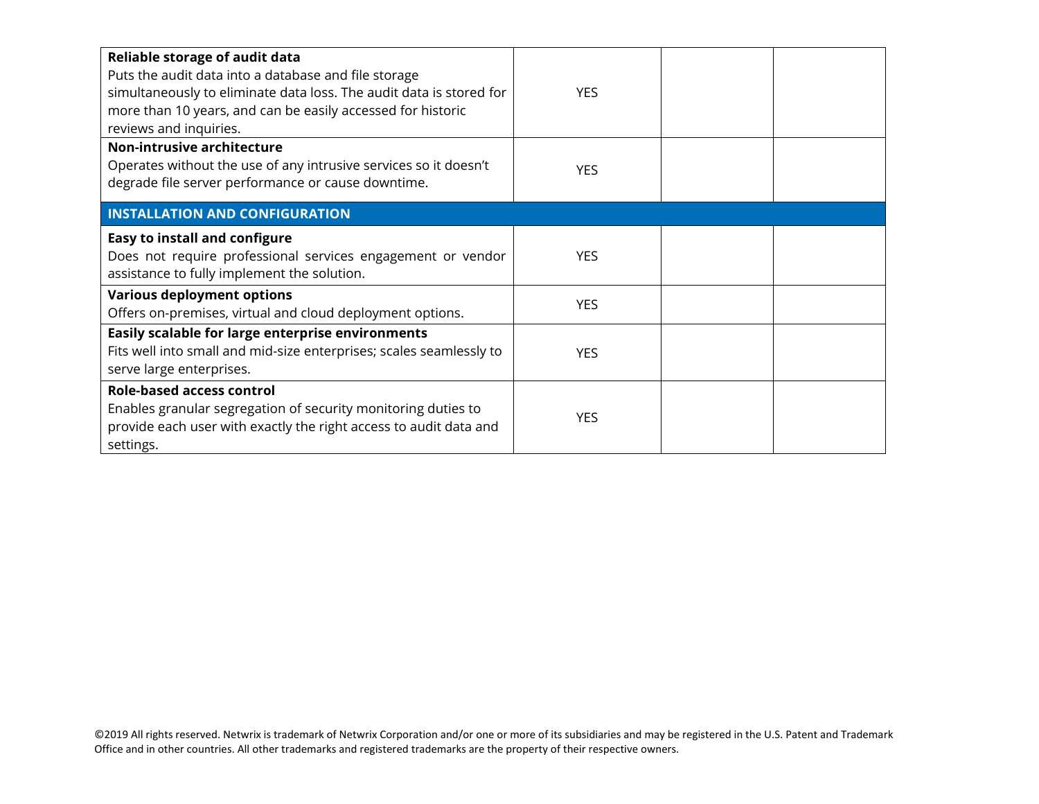| | | | |
|---|---|---|---|
| **Reliable storage of audit data**<br>Puts the audit data into a database and file storage simultaneously to eliminate data loss. The audit data is stored for more than 10 years, and can be easily accessed for historic reviews and inquiries. | YES | | |
| **Non-intrusive architecture**<br>Operates without the use of any intrusive services so it doesn't degrade file server performance or cause downtime. | YES | | |
| **INSTALLATION AND CONFIGURATION** | | | |
| **Easy to install and configure**<br>Does not require professional services engagement or vendor assistance to fully implement the solution. | YES | | |
| **Various deployment options**<br>Offers on-premises, virtual and cloud deployment options. | YES | | |
| **Easily scalable for large enterprise environments**<br>Fits well into small and mid-size enterprises; scales seamlessly to serve large enterprises. | YES | | |
| **Role-based access control**<br>Enables granular segregation of security monitoring duties to provide each user with exactly the right access to audit data and settings. | YES | | |

©2019 All rights reserved. Netwrix is trademark of Netwrix Corporation and/or one or more of its subsidiaries and may be registered in the U.S. Patent and Trademark Office and in other countries. All other trademarks and registered trademarks are the property of their respective owners.